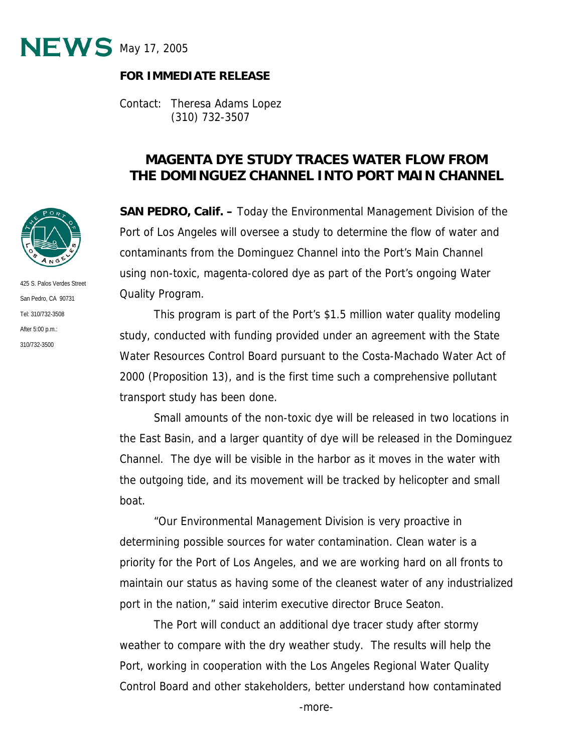**NEWS** May 17, 2005

**FOR IMMEDIATE RELEASE**

Contact: Theresa Adams Lopez
(310) 732-3507

425 S. Palos Verdes Street
San Pedro, CA 90731
Tel: 310/732-3508
After 5:00 p.m.:
310/732-3500

## MAGENTA DYE STUDY TRACES WATER FLOW FROM THE DOMINGUEZ CHANNEL INTO PORT MAIN CHANNEL

**SAN PEDRO, Calif. –** Today the Environmental Management Division of the Port of Los Angeles will oversee a study to determine the flow of water and contaminants from the Dominguez Channel into the Port's Main Channel using non-toxic, magenta-colored dye as part of the Port's ongoing Water Quality Program.

This program is part of the Port's $1.5 million water quality modeling study, conducted with funding provided under an agreement with the State Water Resources Control Board pursuant to the Costa-Machado Water Act of 2000 (Proposition 13), and is the first time such a comprehensive pollutant transport study has been done.

Small amounts of the non-toxic dye will be released in two locations in the East Basin, and a larger quantity of dye will be released in the Dominguez Channel. The dye will be visible in the harbor as it moves in the water with the outgoing tide, and its movement will be tracked by helicopter and small boat.

"Our Environmental Management Division is very proactive in determining possible sources for water contamination. Clean water is a priority for the Port of Los Angeles, and we are working hard on all fronts to maintain our status as having some of the cleanest water of any industrialized port in the nation," said interim executive director Bruce Seaton.

The Port will conduct an additional dye tracer study after stormy weather to compare with the dry weather study. The results will help the Port, working in cooperation with the Los Angeles Regional Water Quality Control Board and other stakeholders, better understand how contaminated

-more-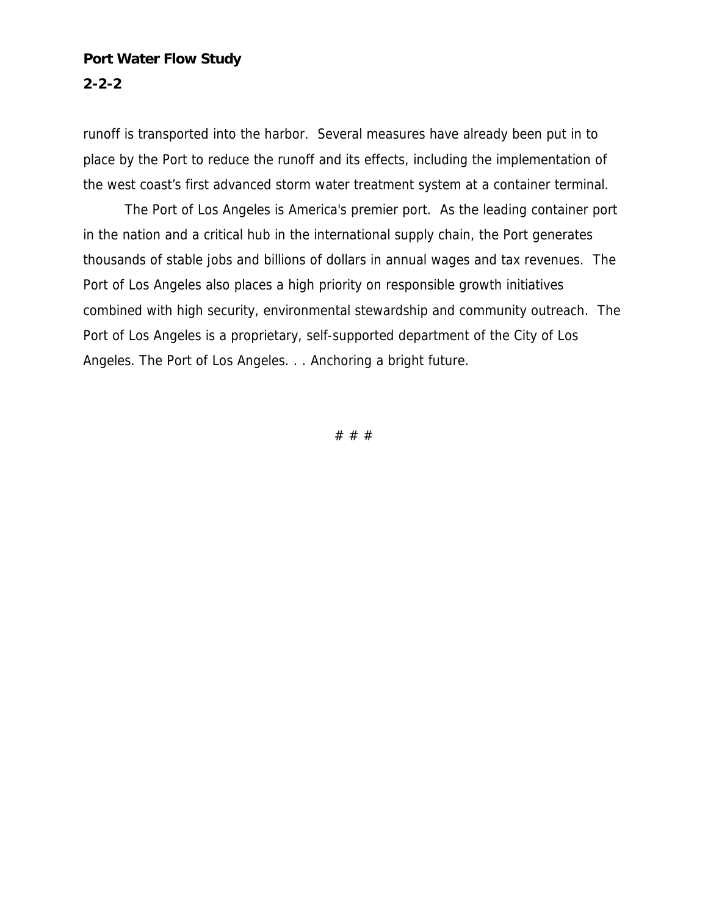runoff is transported into the harbor. Several measures have already been put in to place by the Port to reduce the runoff and its effects, including the implementation of the west coast's first advanced storm water treatment system at a container terminal.

The Port of Los Angeles is America's premier port. As the leading container port in the nation and a critical hub in the international supply chain, the Port generates thousands of stable jobs and billions of dollars in annual wages and tax revenues. The Port of Los Angeles also places a high priority on responsible growth initiatives combined with high security, environmental stewardship and community outreach. The Port of Los Angeles is a proprietary, self-supported department of the City of Los Angeles. The Port of Los Angeles. . . Anchoring a bright future.

# # #